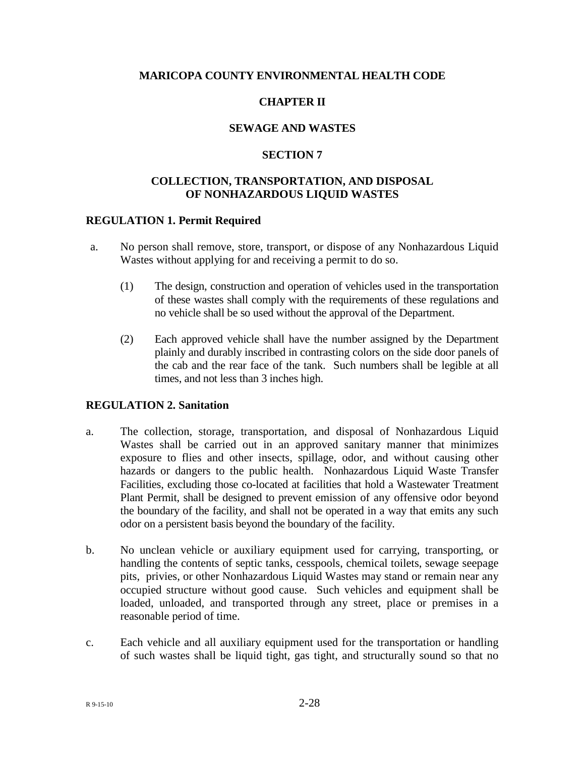# MARICOPA COUNTY ENVIRONMENTAL HEALTH CODE

## CHAPTER II

## SEWAGE AND WASTES

## SECTION 7

## COLLECTION, TRANSPORTATION, AND DISPOSAL OF NONHAZARDOUS LIQUID WASTES

### REGULATION 1. Permit Required

a. No person shall remove, store, transport, or dispose of any Nonhazardous Liquid Wastes without applying for and receiving a permit to do so.

   (1) The design, construction and operation of vehicles used in the transportation of these wastes shall comply with the requirements of these regulations and no vehicle shall be so used without the approval of the Department.

   (2) Each approved vehicle shall have the number assigned by the Department plainly and durably inscribed in contrasting colors on the side door panels of the cab and the rear face of the tank. Such numbers shall be legible at all times, and not less than 3 inches high.

### REGULATION 2. Sanitation

a. The collection, storage, transportation, and disposal of Nonhazardous Liquid Wastes shall be carried out in an approved sanitary manner that minimizes exposure to flies and other insects, spillage, odor, and without causing other hazards or dangers to the public health. Nonhazardous Liquid Waste Transfer Facilities, excluding those co-located at facilities that hold a Wastewater Treatment Plant Permit, shall be designed to prevent emission of any offensive odor beyond the boundary of the facility, and shall not be operated in a way that emits any such odor on a persistent basis beyond the boundary of the facility.

b. No unclean vehicle or auxiliary equipment used for carrying, transporting, or handling the contents of septic tanks, cesspools, chemical toilets, sewage seepage pits, privies, or other Nonhazardous Liquid Wastes may stand or remain near any occupied structure without good cause. Such vehicles and equipment shall be loaded, unloaded, and transported through any street, place or premises in a reasonable period of time.

c. Each vehicle and all auxiliary equipment used for the transportation or handling of such wastes shall be liquid tight, gas tight, and structurally sound so that no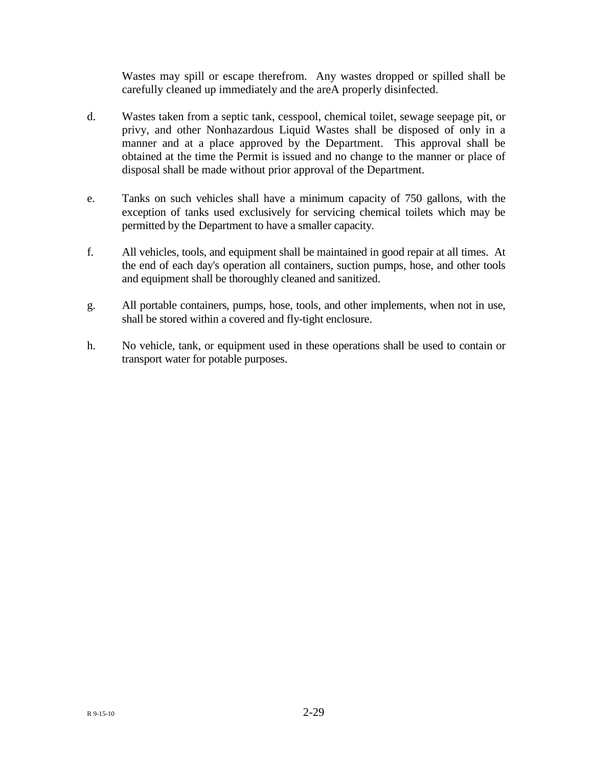Wastes may spill or escape therefrom. Any wastes dropped or spilled shall be carefully cleaned up immediately and the areA properly disinfected.

d. Wastes taken from a septic tank, cesspool, chemical toilet, sewage seepage pit, or privy, and other Nonhazardous Liquid Wastes shall be disposed of only in a manner and at a place approved by the Department. This approval shall be obtained at the time the Permit is issued and no change to the manner or place of disposal shall be made without prior approval of the Department.

e. Tanks on such vehicles shall have a minimum capacity of 750 gallons, with the exception of tanks used exclusively for servicing chemical toilets which may be permitted by the Department to have a smaller capacity.

f. All vehicles, tools, and equipment shall be maintained in good repair at all times. At the end of each day's operation all containers, suction pumps, hose, and other tools and equipment shall be thoroughly cleaned and sanitized.

g. All portable containers, pumps, hose, tools, and other implements, when not in use, shall be stored within a covered and fly-tight enclosure.

h. No vehicle, tank, or equipment used in these operations shall be used to contain or transport water for potable purposes.